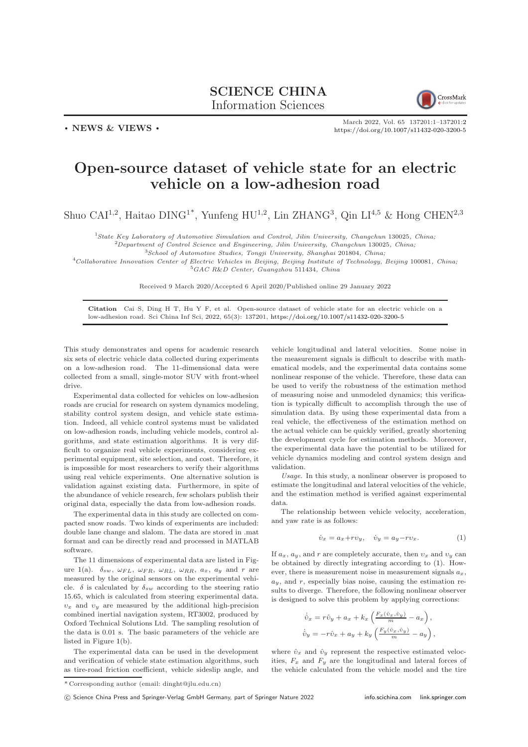SCIENCE CHINA
Information Sciences

• NEWS & VIEWS •

# Open-source dataset of vehicle state for an electric vehicle on a low-adhesion road

Shuo CAI[1,2], Haitao DING[1*], Yunfeng HU[1,2], Lin ZHANG[3], Qin LI[4,5] & Hong CHEN[2,3]

[1]*State Key Laboratory of Automotive Simulation and Control, Jilin University, Changchun 130025, China;*
[2]*Department of Control Science and Engineering, Jilin University, Changchun 130025, China;*
[3]*School of Automotive Studies, Tongji University, Shanghai 201804, China;*
[4]*Collaborative Innovation Center of Electric Vehicles in Beijing, Beijing Institute of Technology, Beijing 100081, China;*
[5]*GAC R&D Center, Guangzhou 511434, China*

Received 9 March 2020/Accepted 6 April 2020/Published online 29 January 2022

**Citation** Cai S, Ding H T, Hu Y F, et al. Open-source dataset of vehicle state for an electric vehicle on a low-adhesion road. Sci China Inf Sci, 2022, 65(3): 137201, https://doi.org/10.1007/s11432-020-3200-5

This study demonstrates and opens for academic research six sets of electric vehicle data collected during experiments on a low-adhesion road. The 11-dimensional data were collected from a small, single-motor SUV with front-wheel drive.

Experimental data collected for vehicles on low-adhesion roads are crucial for research on system dynamics modeling, stability control system design, and vehicle state estimation. Indeed, all vehicle control systems must be validated on low-adhesion roads, including vehicle models, control algorithms, and state estimation algorithms. It is very difficult to organize real vehicle experiments, considering experimental equipment, site selection, and cost. Therefore, it is impossible for most researchers to verify their algorithms using real vehicle experiments. One alternative solution is validation against existing data. Furthermore, in spite of the abundance of vehicle research, few scholars publish their original data, especially the data from low-adhesion roads.

The experimental data in this study are collected on compacted snow roads. Two kinds of experiments are included: double lane change and slalom. The data are stored in .mat format and can be directly read and processed in MATLAB software.

The 11 dimensions of experimental data are listed in Figure 1(a). $\delta_{sw}$, $\omega_{FL}$, $\omega_{FR}$, $\omega_{RL}$, $\omega_{RR}$, $a_x$, $a_y$ and $r$ are measured by the original sensors on the experimental vehicle. $\delta$ is calculated by $\delta_{sw}$ according to the steering ratio 15.65, which is calculated from steering experimental data. $v_x$ and $v_y$ are measured by the additional high-precision combined inertial navigation system, RT3002, produced by Oxford Technical Solutions Ltd. The sampling resolution of the data is 0.01 s. The basic parameters of the vehicle are listed in Figure 1(b).

The experimental data can be used in the development and verification of vehicle state estimation algorithms, such as tire-road friction coefficient, vehicle sideslip angle, and vehicle longitudinal and lateral velocities. Some noise in the measurement signals is difficult to describe with mathematical models, and the experimental data contains some nonlinear response of the vehicle. Therefore, these data can be used to verify the robustness of the estimation method of measuring noise and unmodeled dynamics; this verification is typically difficult to accomplish through the use of simulation data. By using these experimental data from a real vehicle, the effectiveness of the estimation method on the actual vehicle can be quickly verified, greatly shortening the development cycle for estimation methods. Moreover, the experimental data have the potential to be utilized for vehicle dynamics modeling and control system design and validation.

*Usage.* In this study, a nonlinear observer is proposed to estimate the longitudinal and lateral velocities of the vehicle, and the estimation method is verified against experimental data.

The relationship between vehicle velocity, acceleration, and yaw rate is as follows:

$$\dot{v}_x = a_x + r v_y, \quad \dot{v}_y = a_y - r v_x. \tag{1}$$

If $a_x$, $a_y$, and $r$ are completely accurate, then $v_x$ and $v_y$ can be obtained by directly integrating according to (1). However, there is measurement noise in measurement signals $a_x$, $a_y$, and $r$, especially bias noise, causing the estimation results to diverge. Therefore, the following nonlinear observer is designed to solve this problem by applying corrections:

$$\dot{\hat{v}}_x = r\hat{v}_y + a_x + k_x\left(\frac{F_x(\hat{v}_x, \hat{v}_y)}{m} - a_x\right),$$
$$\dot{\hat{v}}_y = -r\hat{v}_x + a_y + k_y\left(\frac{F_y(\hat{v}_x, \hat{v}_y)}{m} - a_y\right),$$

where $\hat{v}_x$ and $\hat{v}_y$ represent the respective estimated velocities, $F_x$ and $F_y$ are the longitudinal and lateral forces of the vehicle calculated from the vehicle model and the tire

\* Corresponding author (email: dinght@jlu.edu.cn)

© Science China Press and Springer-Verlag GmbH Germany, part of Springer Nature 2022 info.scichina.com link.springer.com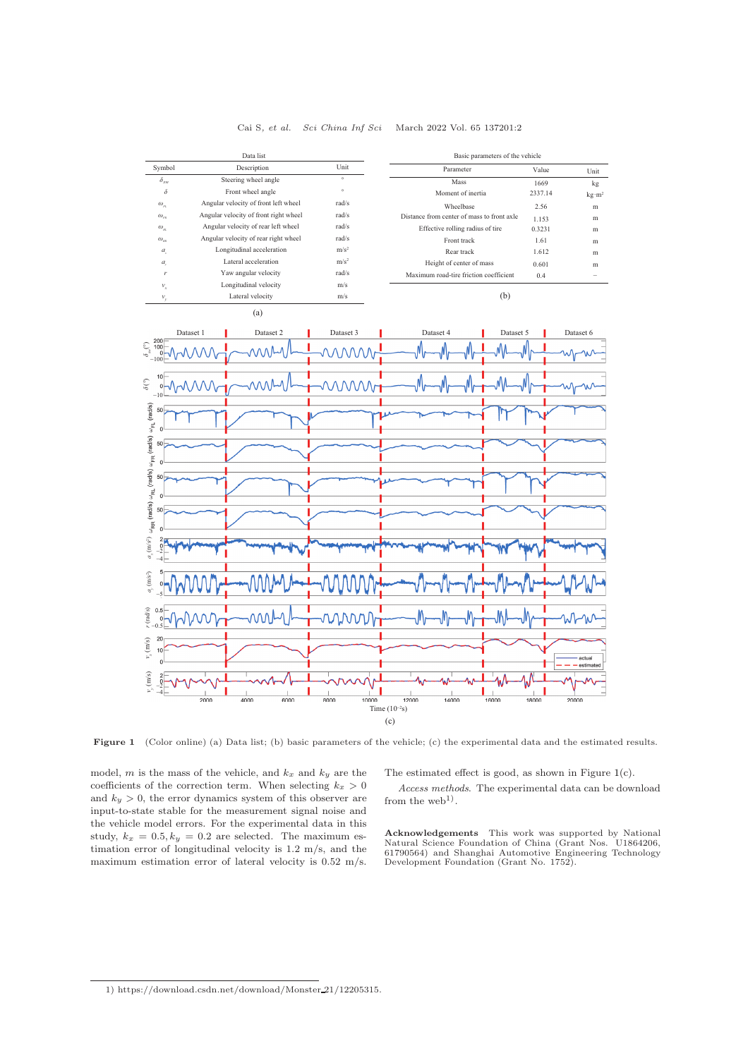Data list

| Symbol | Description | Unit |
|---|---|---|
| $\delta_{sw}$ | Steering wheel angle | ° |
| $\delta$ | Front wheel angle | ° |
| $\omega_{FL}$ | Angular velocity of front left wheel | rad/s |
| $\omega_{FR}$ | Angular velocity of front right wheel | rad/s |
| $\omega_{RL}$ | Angular velocity of rear left wheel | rad/s |
| $\omega_{RR}$ | Angular velocity of rear right wheel | rad/s |
| $a_x$ | Longitudinal acceleration | m/s$^2$ |
| $a_y$ | Lateral acceleration | m/s$^2$ |
| $r$ | Yaw angular velocity | rad/s |
| $v_x$ | Longitudinal velocity | m/s |
| $v_y$ | Lateral velocity | m/s |

(a)

Basic parameters of the vehicle

| Parameter | Value | Unit |
|---|---|---|
| Mass | 1669 | kg |
| Moment of inertia | 2337.14 | kg·m$^2$ |
| Wheelbase | 2.56 | m |
| Distance from center of mass to front axle | 1.153 | m |
| Effective rolling radius of tire | 0.3231 | m |
| Front track | 1.61 | m |
| Rear track | 1.612 | m |
| Height of center of mass | 0.601 | m |
| Maximum road-tire friction coefficient | 0.4 | – |

(b)

Dataset 1
Dataset 2
Dataset 3
Dataset 4
Dataset 5
Dataset 6

$\delta_{sw}$ (°)
$\delta$ (°)
$\omega_{FL}$ (rad/s)
$\omega_{FR}$ (rad/s)
$\omega_{RL}$ (rad/s)
$\omega_{RR}$ (rad/s)
$a_x$ (m/s$^2$)
$a_y$ (m/s$^2$)
$r$ (rad/s)
$v_x$ (m/s)
$v_y$ (m/s)

actual
estimated

2000 4000 6000 8000 10000 12000 14000 16000 18000 20000
Time ($10^{-2}$s)

(c)

**Figure 1** (Color online) (a) Data list; (b) basic parameters of the vehicle; (c) the experimental data and the estimated results.

model, $m$ is the mass of the vehicle, and $k_x$ and $k_y$ are the coefficients of the correction term. When selecting $k_x > 0$ and $k_y > 0$, the error dynamics system of this observer are input-to-state stable for the measurement signal noise and the vehicle model errors. For the experimental data in this study, $k_x = 0.5, k_y = 0.2$ are selected. The maximum estimation error of longitudinal velocity is 1.2 m/s, and the maximum estimation error of lateral velocity is 0.52 m/s. The estimated effect is good, as shown in Figure 1(c).

*Access methods.* The experimental data can be download from the web[1)].

**Acknowledgements** This work was supported by National Natural Science Foundation of China (Grant Nos. U1864206, 61790564) and Shanghai Automotive Engineering Technology Development Foundation (Grant No. 1752).

1) https://download.csdn.net/download/Monster_21/12205315.